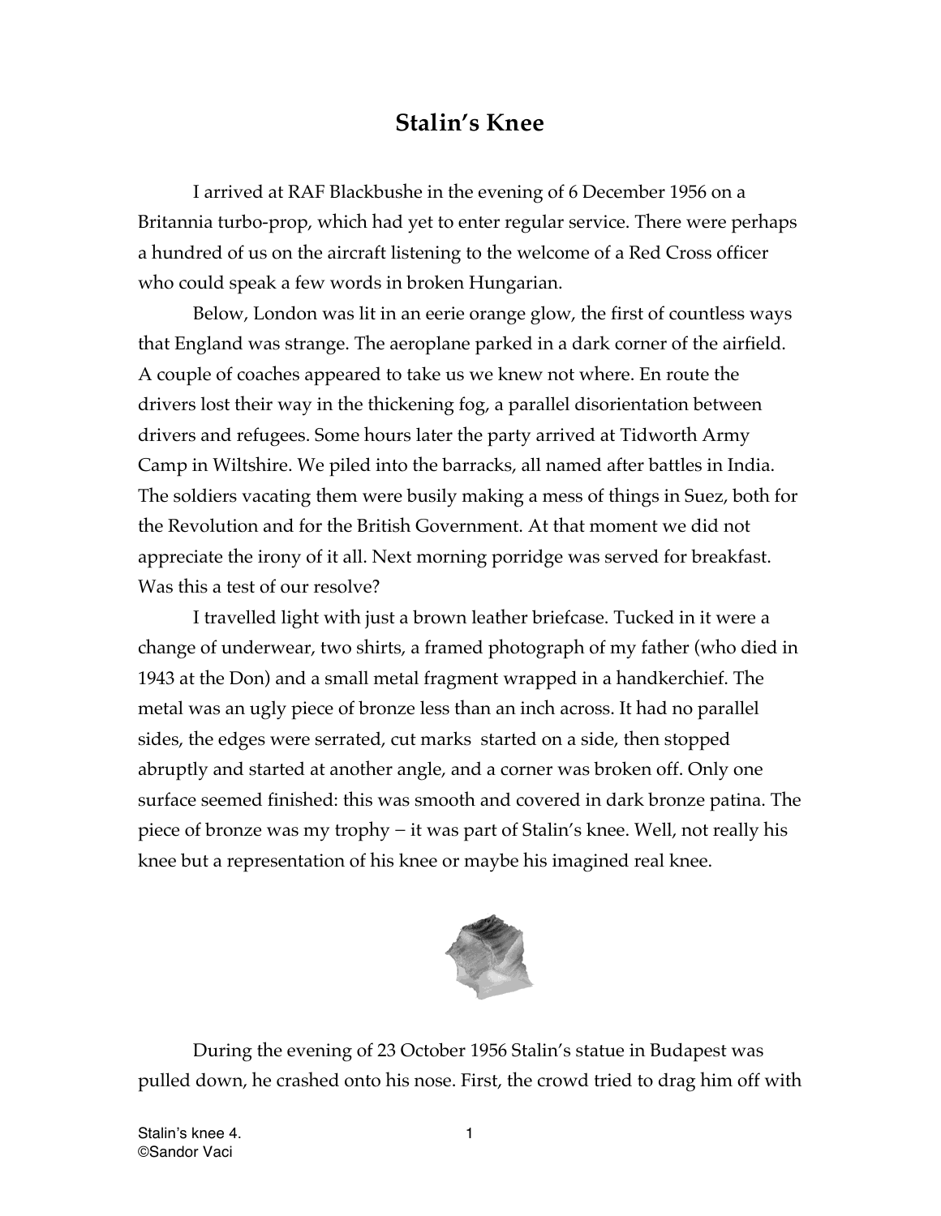# Stalin's Knee

I arrived at RAF Blackbushe in the evening of 6 December 1956 on a Britannia turbo-prop, which had yet to enter regular service. There were perhaps a hundred of us on the aircraft listening to the welcome of a Red Cross officer who could speak a few words in broken Hungarian.

Below, London was lit in an eerie orange glow, the first of countless ways that England was strange. The aeroplane parked in a dark corner of the airfield. A couple of coaches appeared to take us we knew not where. En route the drivers lost their way in the thickening fog, a parallel disorientation between drivers and refugees. Some hours later the party arrived at Tidworth Army Camp in Wiltshire. We piled into the barracks, all named after battles in India. The soldiers vacating them were busily making a mess of things in Suez, both for the Revolution and for the British Government. At that moment we did not appreciate the irony of it all. Next morning porridge was served for breakfast. Was this a test of our resolve?

I travelled light with just a brown leather briefcase. Tucked in it were a change of underwear, two shirts, a framed photograph of my father (who died in 1943 at the Don) and a small metal fragment wrapped in a handkerchief. The metal was an ugly piece of bronze less than an inch across. It had no parallel sides, the edges were serrated, cut marks started on a side, then stopped abruptly and started at another angle, and a corner was broken off. Only one surface seemed finished: this was smooth and covered in dark bronze patina. The piece of bronze was my trophy – it was part of Stalin's knee. Well, not really his knee but a representation of his knee or maybe his imagined real knee.

During the evening of 23 October 1956 Stalin's statue in Budapest was pulled down, he crashed onto his nose. First, the crowd tried to drag him off with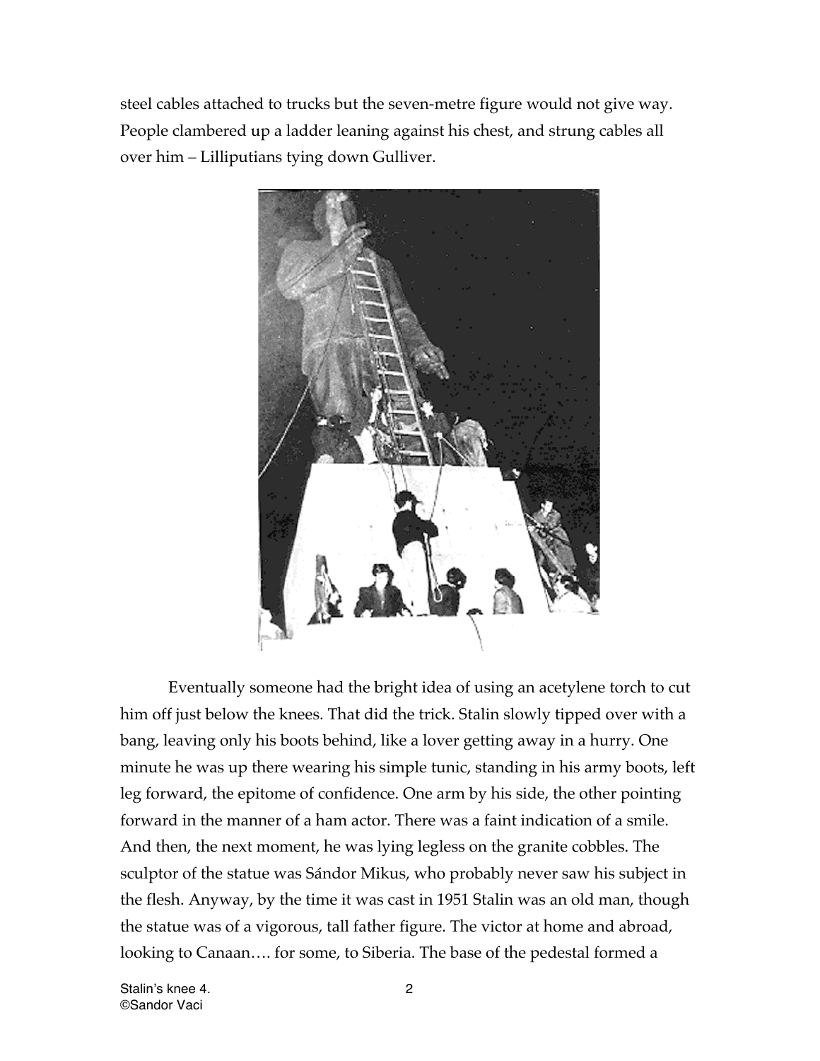steel cables attached to trucks but the seven-metre figure would not give way. People clambered up a ladder leaning against his chest, and strung cables all over him – Lilliputians tying down Gulliver.

Eventually someone had the bright idea of using an acetylene torch to cut him off just below the knees. That did the trick. Stalin slowly tipped over with a bang, leaving only his boots behind, like a lover getting away in a hurry. One minute he was up there wearing his simple tunic, standing in his army boots, left leg forward, the epitome of confidence. One arm by his side, the other pointing forward in the manner of a ham actor. There was a faint indication of a smile. And then, the next moment, he was lying legless on the granite cobbles. The sculptor of the statue was Sándor Mikus, who probably never saw his subject in the flesh. Anyway, by the time it was cast in 1951 Stalin was an old man, though the statue was of a vigorous, tall father figure. The victor at home and abroad, looking to Canaan…. for some, to Siberia. The base of the pedestal formed a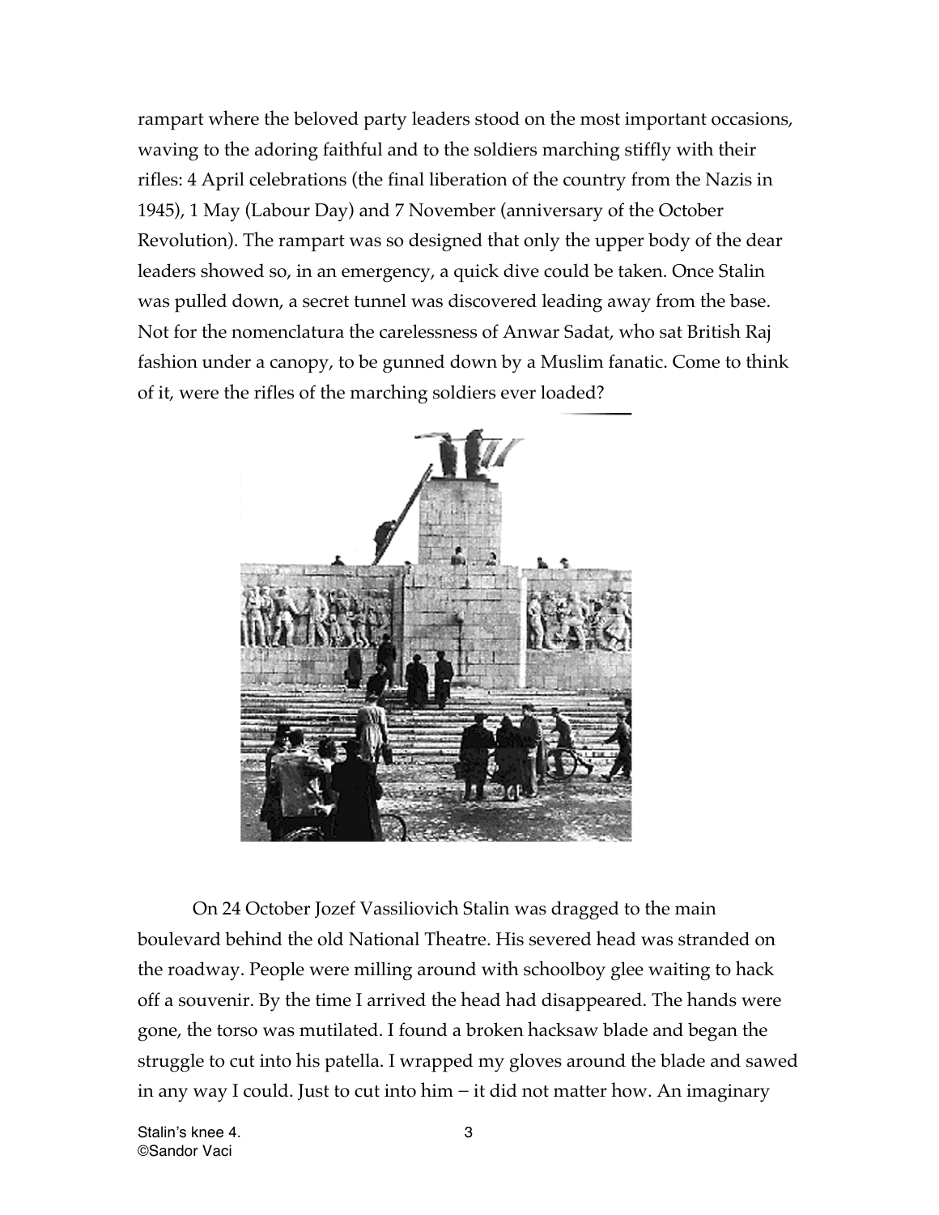rampart where the beloved party leaders stood on the most important occasions, waving to the adoring faithful and to the soldiers marching stiffly with their rifles: 4 April celebrations (the final liberation of the country from the Nazis in 1945), 1 May (Labour Day) and 7 November (anniversary of the October Revolution). The rampart was so designed that only the upper body of the dear leaders showed so, in an emergency, a quick dive could be taken. Once Stalin was pulled down, a secret tunnel was discovered leading away from the base. Not for the nomenclatura the carelessness of Anwar Sadat, who sat British Raj fashion under a canopy, to be gunned down by a Muslim fanatic. Come to think of it, were the rifles of the marching soldiers ever loaded?

On 24 October Jozef Vassiliovich Stalin was dragged to the main boulevard behind the old National Theatre. His severed head was stranded on the roadway. People were milling around with schoolboy glee waiting to hack off a souvenir. By the time I arrived the head had disappeared. The hands were gone, the torso was mutilated. I found a broken hacksaw blade and began the struggle to cut into his patella. I wrapped my gloves around the blade and sawed in any way I could. Just to cut into him – it did not matter how. An imaginary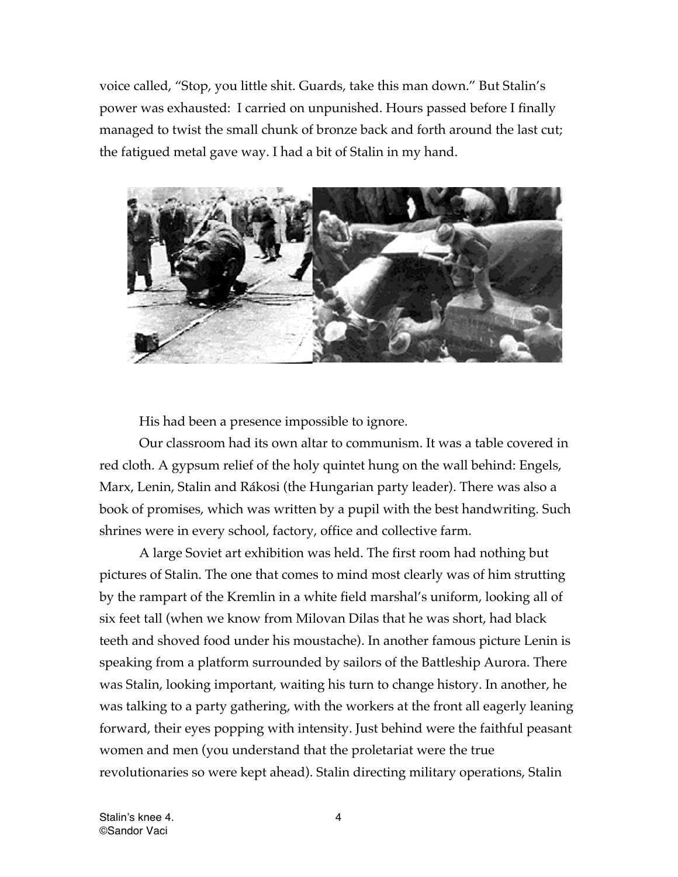voice called, “Stop, you little shit. Guards, take this man down.” But Stalin’s power was exhausted: I carried on unpunished. Hours passed before I finally managed to twist the small chunk of bronze back and forth around the last cut; the fatigued metal gave way. I had a bit of Stalin in my hand.

His had been a presence impossible to ignore.

Our classroom had its own altar to communism. It was a table covered in red cloth. A gypsum relief of the holy quintet hung on the wall behind: Engels, Marx, Lenin, Stalin and Rákosi (the Hungarian party leader). There was also a book of promises, which was written by a pupil with the best handwriting. Such shrines were in every school, factory, office and collective farm.

A large Soviet art exhibition was held. The first room had nothing but pictures of Stalin. The one that comes to mind most clearly was of him strutting by the rampart of the Kremlin in a white field marshal’s uniform, looking all of six feet tall (when we know from Milovan Dilas that he was short, had black teeth and shoved food under his moustache). In another famous picture Lenin is speaking from a platform surrounded by sailors of the Battleship Aurora. There was Stalin, looking important, waiting his turn to change history. In another, he was talking to a party gathering, with the workers at the front all eagerly leaning forward, their eyes popping with intensity. Just behind were the faithful peasant women and men (you understand that the proletariat were the true revolutionaries so were kept ahead). Stalin directing military operations, Stalin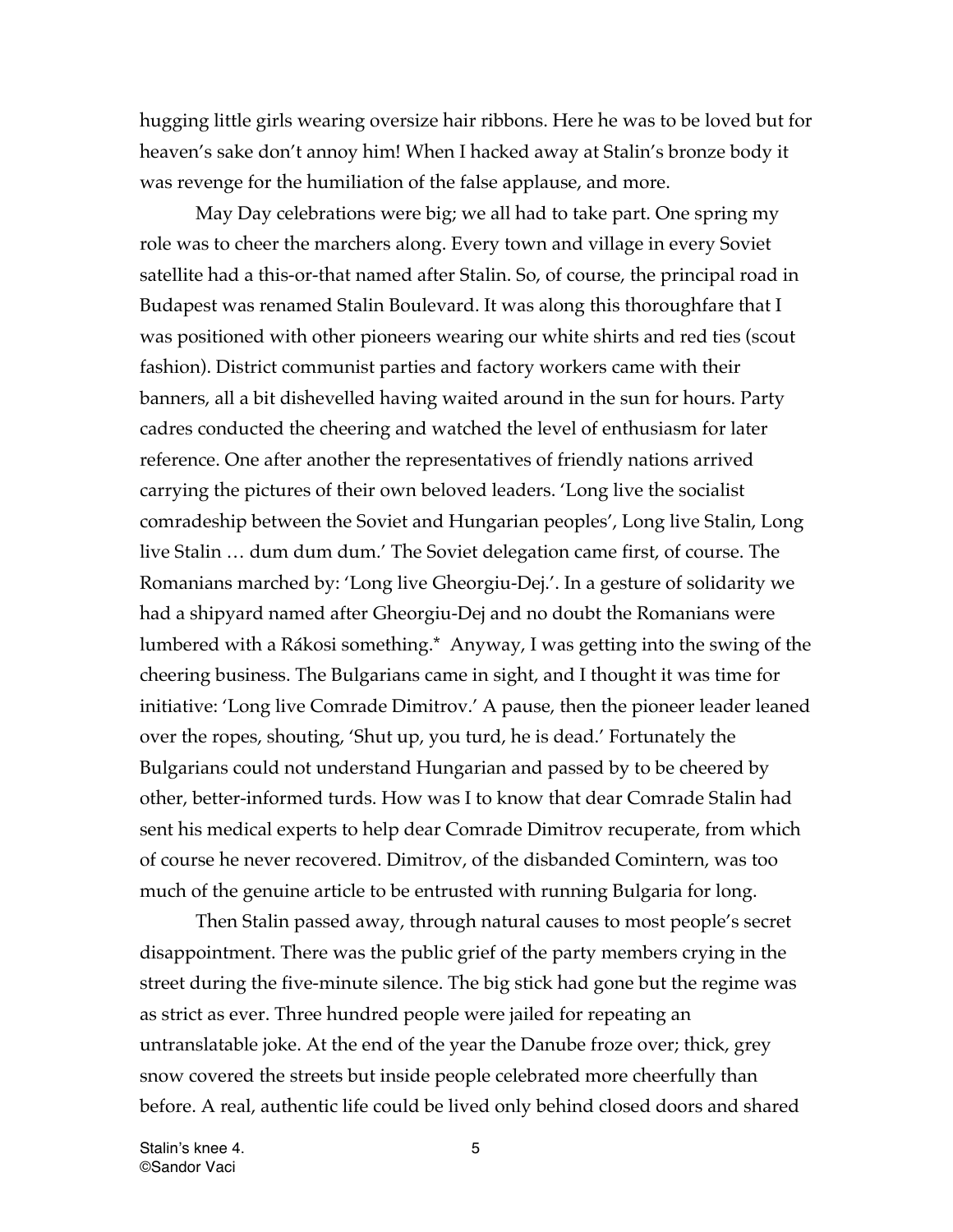hugging little girls wearing oversize hair ribbons. Here he was to be loved but for heaven's sake don't annoy him! When I hacked away at Stalin's bronze body it was revenge for the humiliation of the false applause, and more.

May Day celebrations were big; we all had to take part. One spring my role was to cheer the marchers along. Every town and village in every Soviet satellite had a this-or-that named after Stalin. So, of course, the principal road in Budapest was renamed Stalin Boulevard. It was along this thoroughfare that I was positioned with other pioneers wearing our white shirts and red ties (scout fashion). District communist parties and factory workers came with their banners, all a bit dishevelled having waited around in the sun for hours. Party cadres conducted the cheering and watched the level of enthusiasm for later reference. One after another the representatives of friendly nations arrived carrying the pictures of their own beloved leaders. 'Long live the socialist comradeship between the Soviet and Hungarian peoples', Long live Stalin, Long live Stalin … dum dum dum.' The Soviet delegation came first, of course. The Romanians marched by: 'Long live Gheorgiu-Dej.'. In a gesture of solidarity we had a shipyard named after Gheorgiu-Dej and no doubt the Romanians were lumbered with a Rákosi something.* Anyway, I was getting into the swing of the cheering business. The Bulgarians came in sight, and I thought it was time for initiative: 'Long live Comrade Dimitrov.' A pause, then the pioneer leader leaned over the ropes, shouting, 'Shut up, you turd, he is dead.' Fortunately the Bulgarians could not understand Hungarian and passed by to be cheered by other, better-informed turds. How was I to know that dear Comrade Stalin had sent his medical experts to help dear Comrade Dimitrov recuperate, from which of course he never recovered. Dimitrov, of the disbanded Comintern, was too much of the genuine article to be entrusted with running Bulgaria for long.

Then Stalin passed away, through natural causes to most people's secret disappointment. There was the public grief of the party members crying in the street during the five-minute silence. The big stick had gone but the regime was as strict as ever. Three hundred people were jailed for repeating an untranslatable joke. At the end of the year the Danube froze over; thick, grey snow covered the streets but inside people celebrated more cheerfully than before. A real, authentic life could be lived only behind closed doors and shared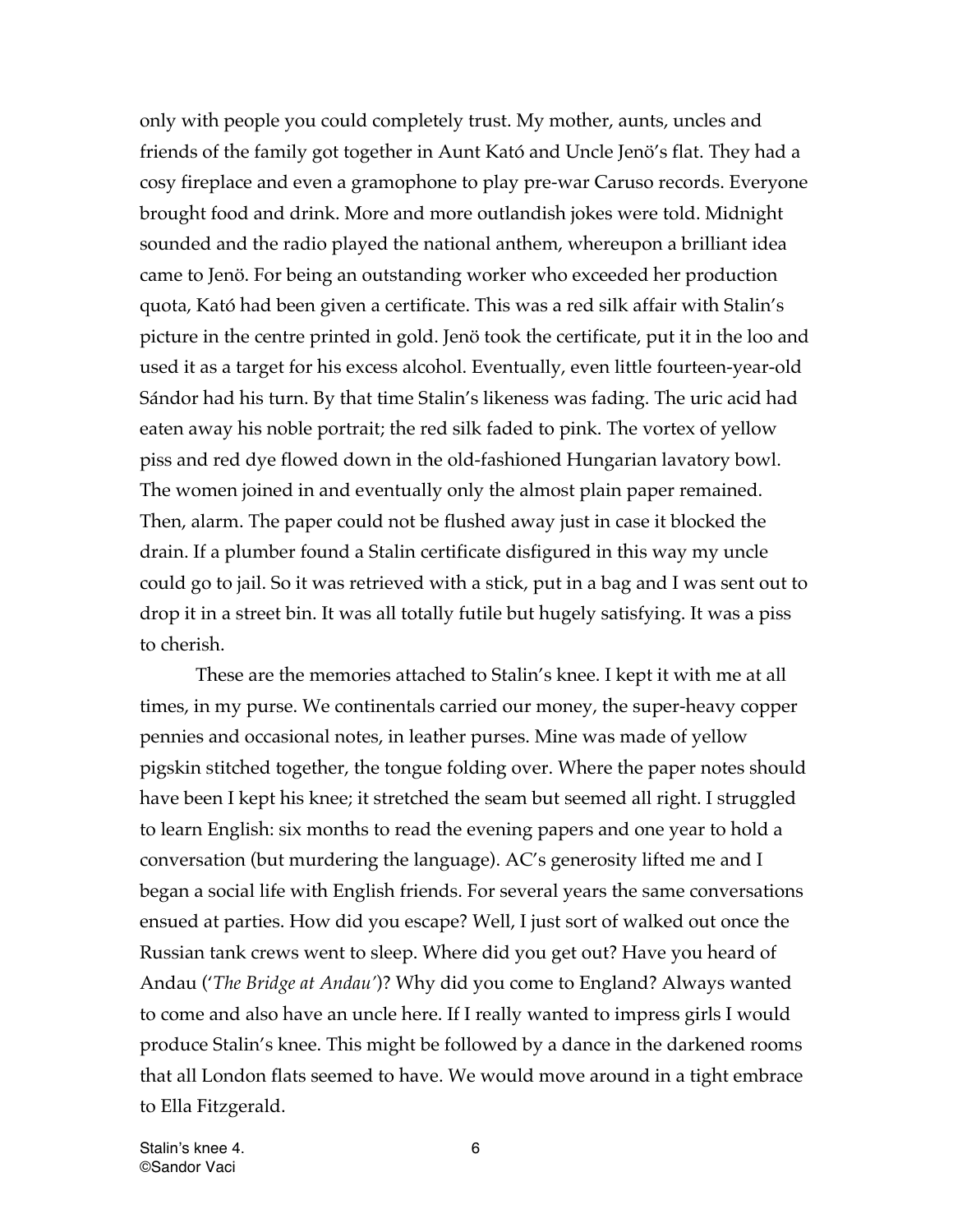only with people you could completely trust. My mother, aunts, uncles and friends of the family got together in Aunt Kató and Uncle Jenö's flat. They had a cosy fireplace and even a gramophone to play pre-war Caruso records. Everyone brought food and drink. More and more outlandish jokes were told. Midnight sounded and the radio played the national anthem, whereupon a brilliant idea came to Jenö. For being an outstanding worker who exceeded her production quota, Kató had been given a certificate. This was a red silk affair with Stalin's picture in the centre printed in gold. Jenö took the certificate, put it in the loo and used it as a target for his excess alcohol. Eventually, even little fourteen-year-old Sándor had his turn. By that time Stalin's likeness was fading. The uric acid had eaten away his noble portrait; the red silk faded to pink. The vortex of yellow piss and red dye flowed down in the old-fashioned Hungarian lavatory bowl. The women joined in and eventually only the almost plain paper remained. Then, alarm. The paper could not be flushed away just in case it blocked the drain. If a plumber found a Stalin certificate disfigured in this way my uncle could go to jail. So it was retrieved with a stick, put in a bag and I was sent out to drop it in a street bin. It was all totally futile but hugely satisfying. It was a piss to cherish.

These are the memories attached to Stalin's knee. I kept it with me at all times, in my purse. We continentals carried our money, the super-heavy copper pennies and occasional notes, in leather purses. Mine was made of yellow pigskin stitched together, the tongue folding over. Where the paper notes should have been I kept his knee; it stretched the seam but seemed all right. I struggled to learn English: six months to read the evening papers and one year to hold a conversation (but murdering the language). AC's generosity lifted me and I began a social life with English friends. For several years the same conversations ensued at parties. How did you escape? Well, I just sort of walked out once the Russian tank crews went to sleep. Where did you get out? Have you heard of Andau ('*The Bridge at Andau*')? Why did you come to England? Always wanted to come and also have an uncle here. If I really wanted to impress girls I would produce Stalin's knee. This might be followed by a dance in the darkened rooms that all London flats seemed to have. We would move around in a tight embrace to Ella Fitzgerald.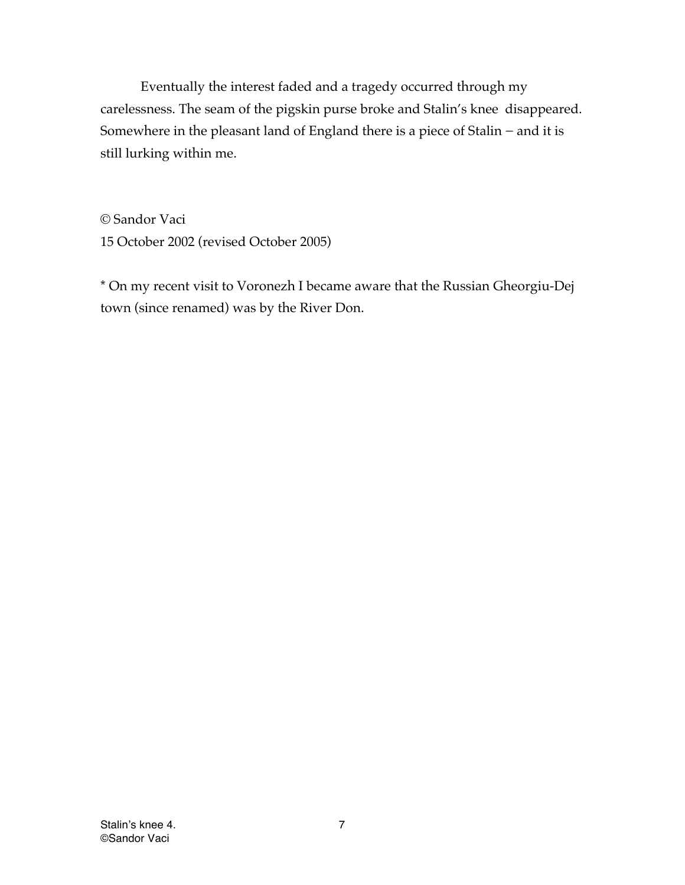Eventually the interest faded and a tragedy occurred through my carelessness. The seam of the pigskin purse broke and Stalin's knee disappeared. Somewhere in the pleasant land of England there is a piece of Stalin – and it is still lurking within me.

© Sandor Vaci
15 October 2002 (revised October 2005)

* On my recent visit to Voronezh I became aware that the Russian Gheorgiu-Dej town (since renamed) was by the River Don.